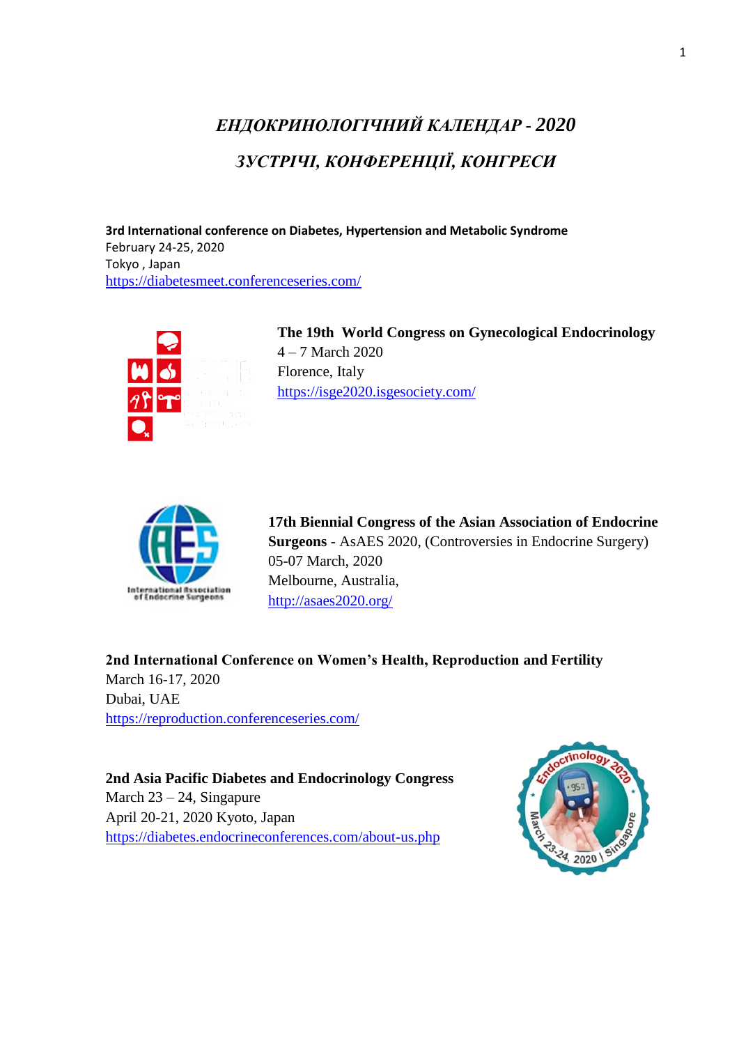# *ЕНДОКРИНОЛОГІЧНИЙ КАЛЕНДАР - 2020*

## *ЗУСТРІЧІ, КОНФЕРЕНЦІЇ, КОНГРЕСИ*

**3rd International conference on Diabetes, Hypertension and Metabolic Syndrome**
February 24-25, 2020
Tokyo , Japan
https://diabetesmeet.conferenceseries.com/

**The 19th World Congress on Gynecological Endocrinology**
4 – 7 March 2020
Florence, Italy
https://isge2020.isgesociety.com/

**17th Biennial Congress of the Asian Association of Endocrine Surgeons** - AsAES 2020, (Controversies in Endocrine Surgery)
05-07 March, 2020
Melbourne, Australia,
http://asaes2020.org/

**2nd International Conference on Women's Health, Reproduction and Fertility**
March 16-17, 2020
Dubai, UAE
https://reproduction.conferenceseries.com/

**2nd Asia Pacific Diabetes and Endocrinology Congress**
March 23 – 24, Singapure
April 20-21, 2020 Kyoto, Japan
https://diabetes.endocrineconferences.com/about-us.php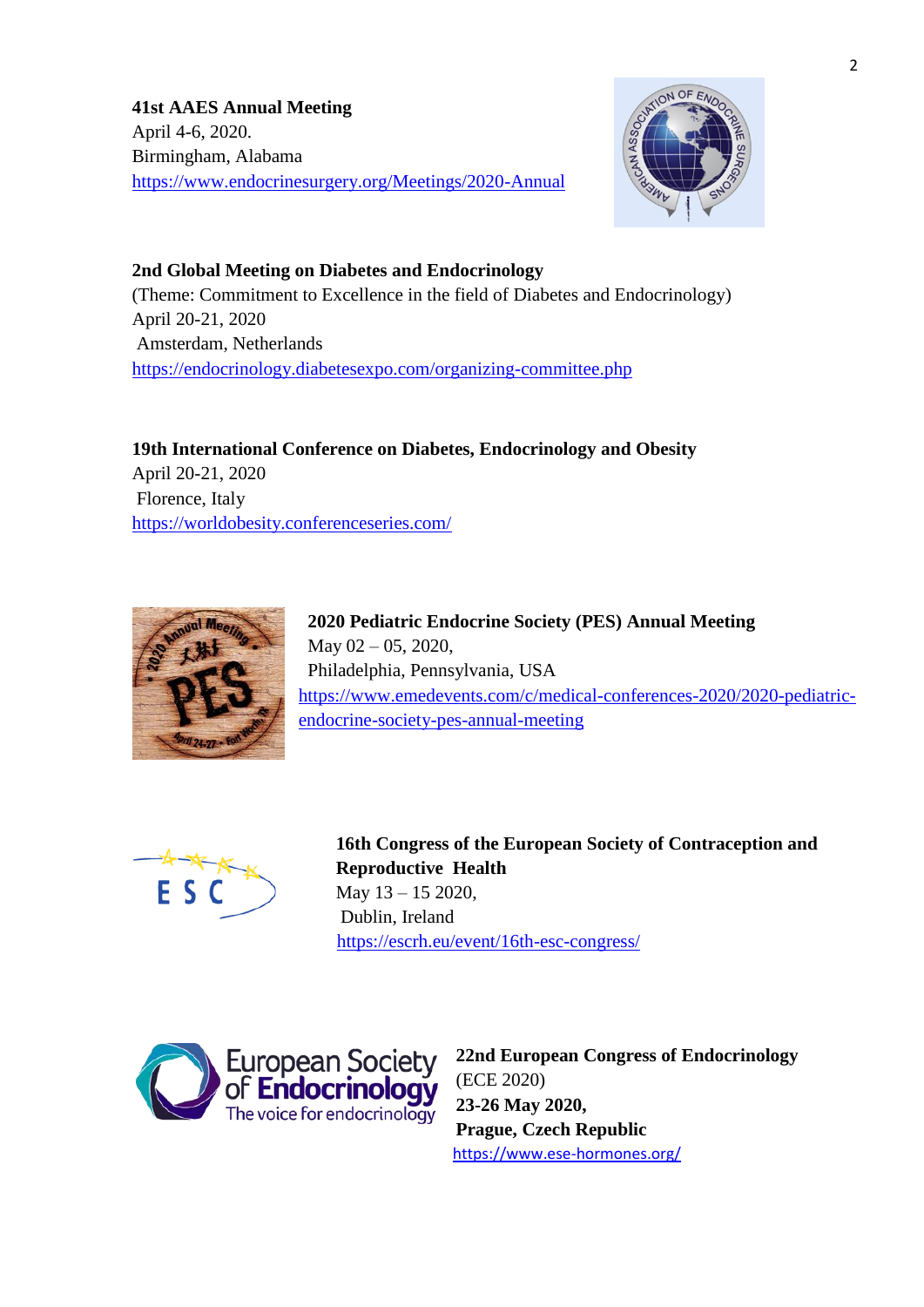**41st AAES Annual Meeting**
April 4-6, 2020.
Birmingham, Alabama
https://www.endocrinesurgery.org/Meetings/2020-Annual

**2nd Global Meeting on Diabetes and Endocrinology**
(Theme: Commitment to Excellence in the field of Diabetes and Endocrinology)
April 20-21, 2020
Amsterdam, Netherlands
https://endocrinology.diabetesexpo.com/organizing-committee.php

**19th International Conference on Diabetes, Endocrinology and Obesity**
April 20-21, 2020
Florence, Italy
https://worldobesity.conferenceseries.com/

**2020 Pediatric Endocrine Society (PES) Annual Meeting**
May 02 – 05, 2020,
Philadelphia, Pennsylvania, USA
https://www.emedevents.com/c/medical-conferences-2020/2020-pediatric-endocrine-society-pes-annual-meeting

**16th Congress of the European Society of Contraception and Reproductive Health**
May 13 – 15 2020,
Dublin, Ireland
https://escrh.eu/event/16th-esc-congress/

**22nd European Congress of Endocrinology**
(ECE 2020)
**23-26 May 2020,**
**Prague, Czech Republic**
https://www.ese-hormones.org/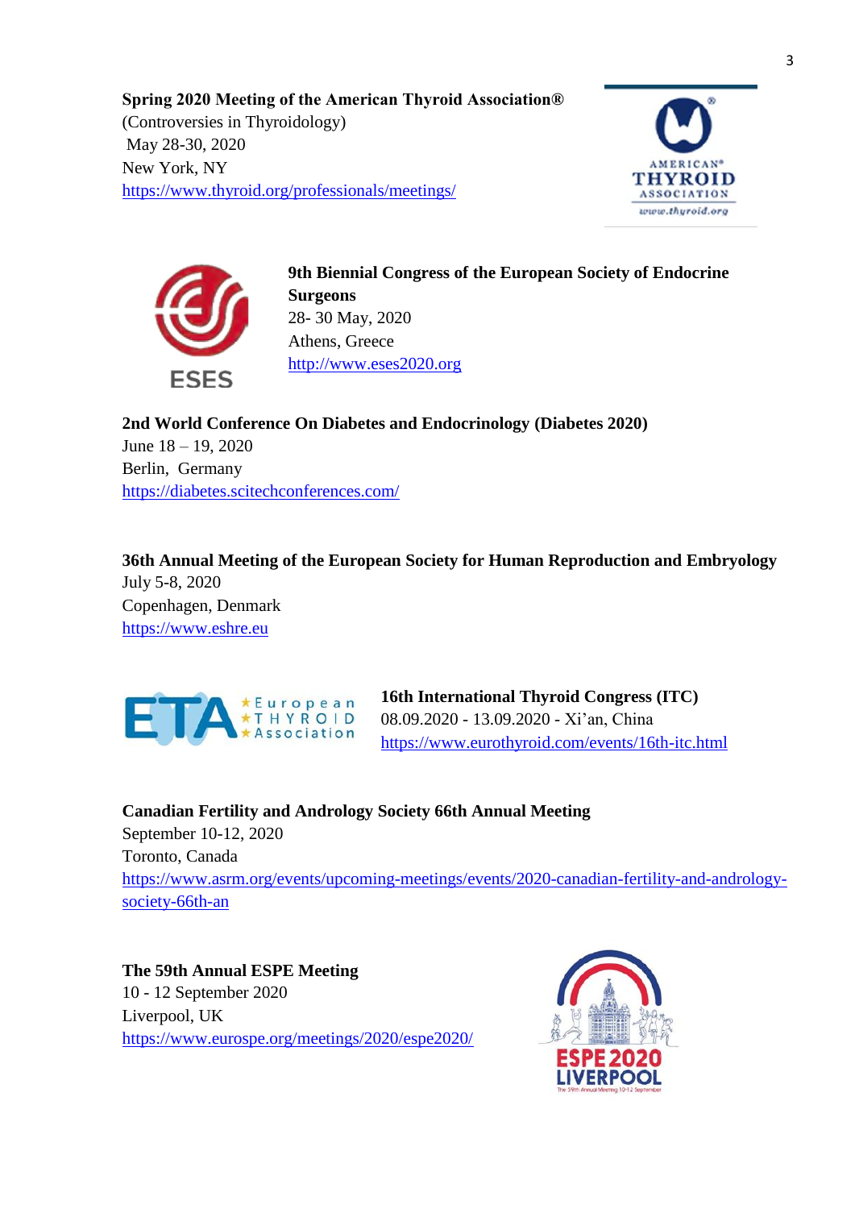**Spring 2020 Meeting of the American Thyroid Association®**
(Controversies in Thyroidology)
May 28-30, 2020
New York, NY
https://www.thyroid.org/professionals/meetings/

**9th Biennial Congress of the European Society of Endocrine Surgeons**
28- 30 May, 2020
Athens, Greece
http://www.eses2020.org

**2nd World Conference On Diabetes and Endocrinology (Diabetes 2020)**
June 18 – 19, 2020
Berlin, Germany
https://diabetes.scitechconferences.com/

**36th Annual Meeting of the European Society for Human Reproduction and Embryology**
July 5-8, 2020
Copenhagen, Denmark
https://www.eshre.eu

**16th International Thyroid Congress (ITC)**
08.09.2020 - 13.09.2020 - Xi'an, China
https://www.eurothyroid.com/events/16th-itc.html

**Canadian Fertility and Andrology Society 66th Annual Meeting**
September 10-12, 2020
Toronto, Canada
https://www.asrm.org/events/upcoming-meetings/events/2020-canadian-fertility-and-andrology-society-66th-an

**The 59th Annual ESPE Meeting**
10 - 12 September 2020
Liverpool, UK
https://www.eurospe.org/meetings/2020/espe2020/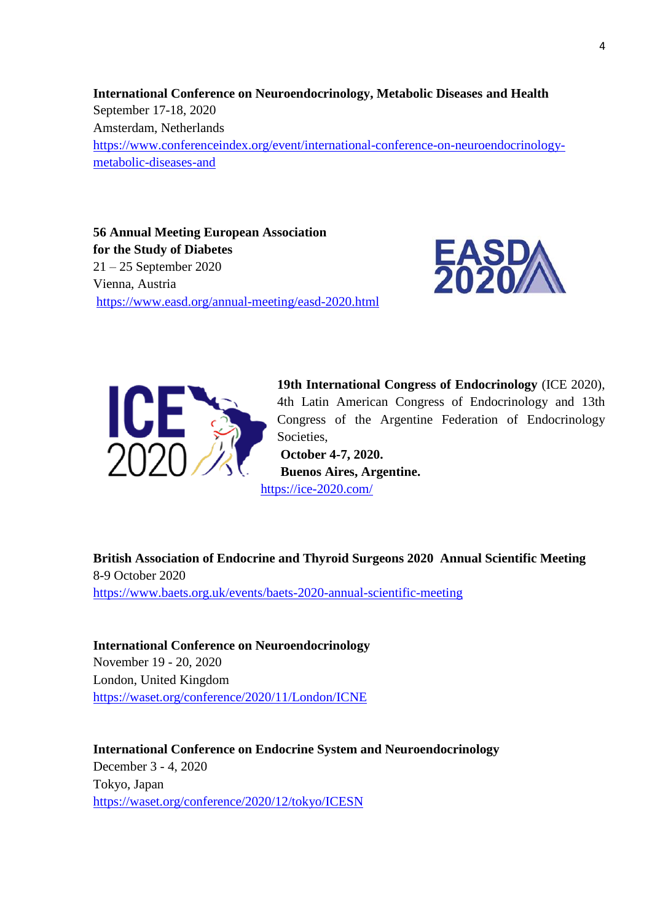**International Conference on Neuroendocrinology, Metabolic Diseases and Health**
September 17-18, 2020
Amsterdam, Netherlands
https://www.conferenceindex.org/event/international-conference-on-neuroendocrinology-metabolic-diseases-and

**56 Annual Meeting European Association for the Study of Diabetes**
21 – 25 September 2020
Vienna, Austria
https://www.easd.org/annual-meeting/easd-2020.html

**19th International Congress of Endocrinology** (ICE 2020), 4th Latin American Congress of Endocrinology and 13th Congress of the Argentine Federation of Endocrinology Societies,
**October 4-7, 2020.**
**Buenos Aires, Argentine.**
https://ice-2020.com/

**British Association of Endocrine and Thyroid Surgeons 2020 Annual Scientific Meeting**
8-9 October 2020
https://www.baets.org.uk/events/baets-2020-annual-scientific-meeting

**International Conference on Neuroendocrinology**
November 19 - 20, 2020
London, United Kingdom
https://waset.org/conference/2020/11/London/ICNE

**International Conference on Endocrine System and Neuroendocrinology**
December 3 - 4, 2020
Tokyo, Japan
https://waset.org/conference/2020/12/tokyo/ICESN